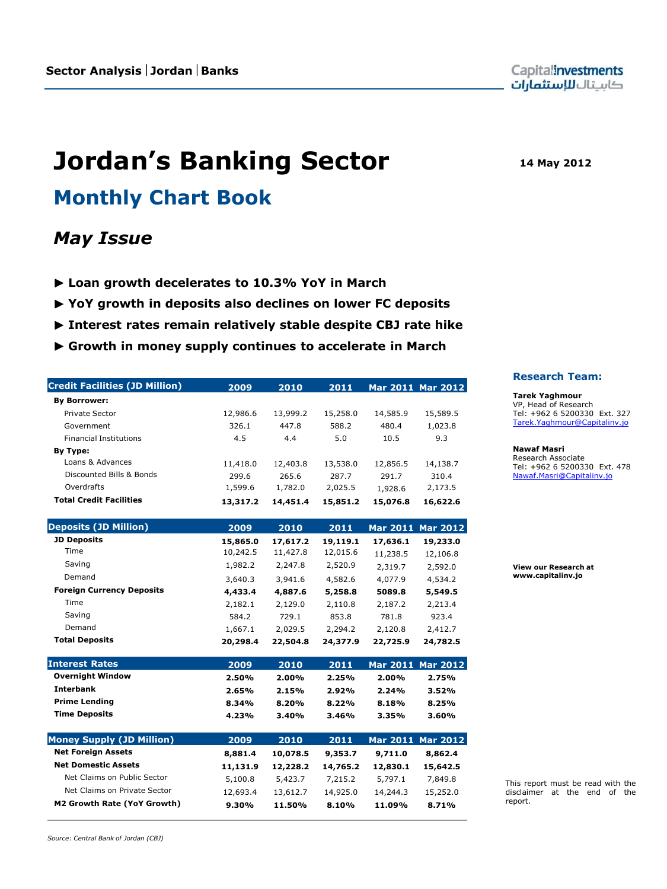Sector Analysis | Jordan | Banks

# Jordan's Banking Sector

**14 May 2012**

## Monthly Chart Book

### *May Issue*

- ► **Loan growth decelerates to 10.3% YoY in March**
- ► **YoY growth in deposits also declines on lower FC deposits**
- ► **Interest rates remain relatively stable despite CBJ rate hike**
- ► **Growth in money supply continues to accelerate in March**

| Credit Facilities (JD Million) | 2009 | 2010 | 2011 | Mar 2011 | Mar 2012 |
|---|---|---|---|---|---|
| **By Borrower:** | | | | | |
| Private Sector | 12,986.6 | 13,999.2 | 15,258.0 | 14,585.9 | 15,589.5 |
| Government | 326.1 | 447.8 | 588.2 | 480.4 | 1,023.8 |
| Financial Institutions | 4.5 | 4.4 | 5.0 | 10.5 | 9.3 |
| **By Type:** | | | | | |
| Loans & Advances | 11,418.0 | 12,403.8 | 13,538.0 | 12,856.5 | 14,138.7 |
| Discounted Bills & Bonds | 299.6 | 265.6 | 287.7 | 291.7 | 310.4 |
| Overdrafts | 1,599.6 | 1,782.0 | 2,025.5 | 1,928.6 | 2,173.5 |
| **Total Credit Facilities** | **13,317.2** | **14,451.4** | **15,851.2** | **15,076.8** | **16,622.6** |

| Deposits (JD Million) | 2009 | 2010 | 2011 | Mar 2011 | Mar 2012 |
|---|---|---|---|---|---|
| **JD Deposits** | **15,865.0** | **17,617.2** | **19,119.1** | **17,636.1** | **19,233.0** |
| Time | 10,242.5 | 11,427.8 | 12,015.6 | 11,238.5 | 12,106.8 |
| Saving | 1,982.2 | 2,247.8 | 2,520.9 | 2,319.7 | 2,592.0 |
| Demand | 3,640.3 | 3,941.6 | 4,582.6 | 4,077.9 | 4,534.2 |
| **Foreign Currency Deposits** | **4,433.4** | **4,887.6** | **5,258.8** | **5089.8** | **5,549.5** |
| Time | 2,182.1 | 2,129.0 | 2,110.8 | 2,187.2 | 2,213.4 |
| Saving | 584.2 | 729.1 | 853.8 | 781.8 | 923.4 |
| Demand | 1,667.1 | 2,029.5 | 2,294.2 | 2,120.8 | 2,412.7 |
| **Total Deposits** | **20,298.4** | **22,504.8** | **24,377.9** | **22,725.9** | **24,782.5** |

| Interest Rates | 2009 | 2010 | 2011 | Mar 2011 | Mar 2012 |
|---|---|---|---|---|---|
| **Overnight Window** | **2.50%** | **2.00%** | **2.25%** | **2.00%** | **2.75%** |
| **Interbank** | **2.65%** | **2.15%** | **2.92%** | **2.24%** | **3.52%** |
| **Prime Lending** | **8.34%** | **8.20%** | **8.22%** | **8.18%** | **8.25%** |
| **Time Deposits** | **4.23%** | **3.40%** | **3.46%** | **3.35%** | **3.60%** |

| Money Supply (JD Million) | 2009 | 2010 | 2011 | Mar 2011 | Mar 2012 |
|---|---|---|---|---|---|
| **Net Foreign Assets** | **8,881.4** | **10,078.5** | **9,353.7** | **9,711.0** | **8,862.4** |
| **Net Domestic Assets** | **11,131.9** | **12,228.2** | **14,765.2** | **12,830.1** | **15,642.5** |
| Net Claims on Public Sector | 5,100.8 | 5,423.7 | 7,215.2 | 5,797.1 | 7,849.8 |
| Net Claims on Private Sector | 12,693.4 | 13,612.7 | 14,925.0 | 14,244.3 | 15,252.0 |
| **M2 Growth Rate (YoY Growth)** | **9.30%** | **11.50%** | **8.10%** | **11.09%** | **8.71%** |

*Source: Central Bank of Jordan (CBJ)*

**Research Team:**

**Tarek Yaghmour**
VP, Head of Research
Tel: +962 6 5200330 Ext. 327
Tarek.Yaghmour@Capitalinv.jo

**Nawaf Masri**
Research Associate
Tel: +962 6 5200330 Ext. 478
Nawaf.Masri@Capitalinv.jo

**View our Research at www.capitalinv.jo**

This report must be read with the disclaimer at the end of the report.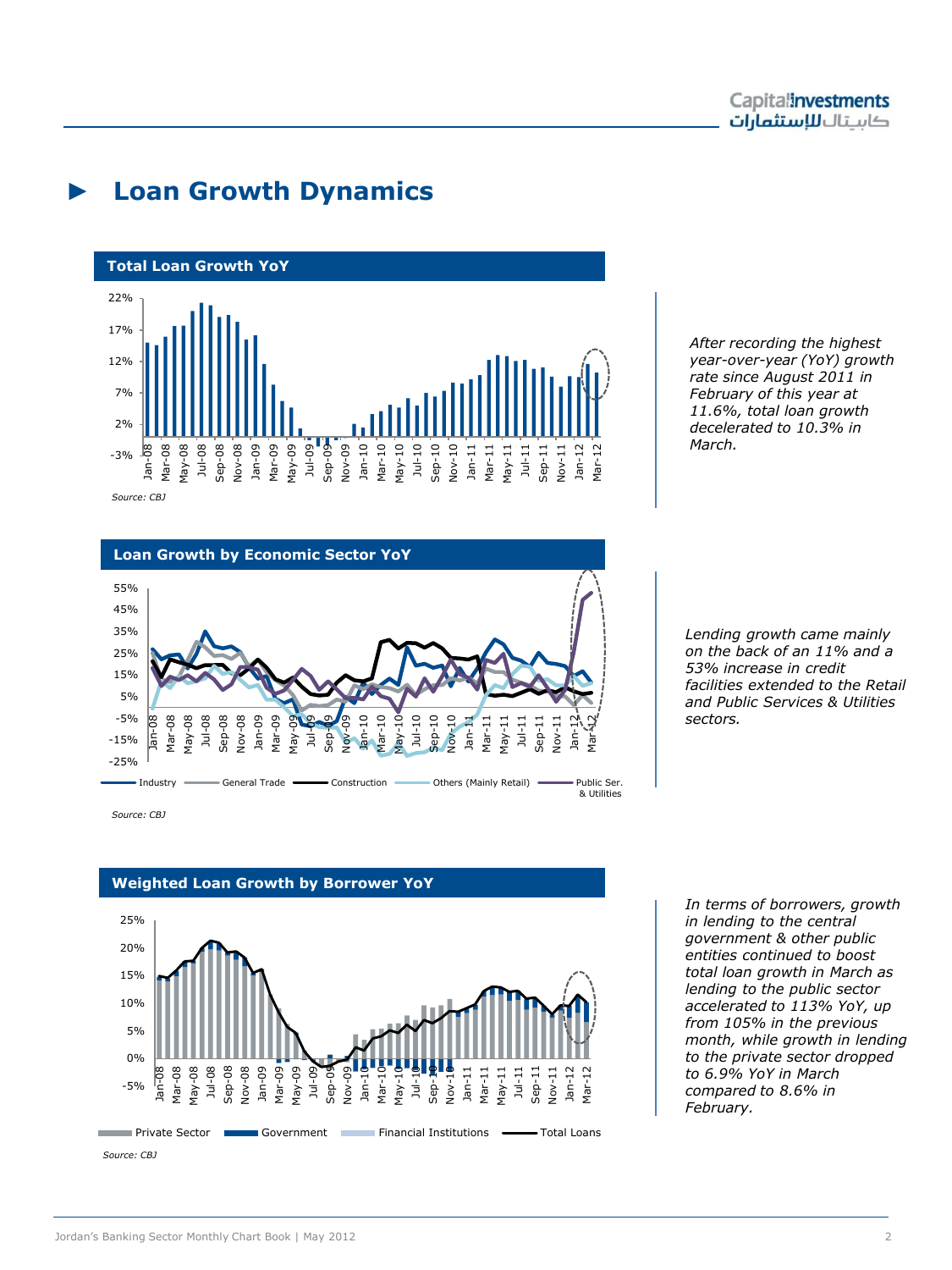# ► Loan Growth Dynamics

### Total Loan Growth YoY

Source: CBJ

*After recording the highest year-over-year (YoY) growth rate since August 2011 in February of this year at 11.6%, total loan growth decelerated to 10.3% in March.*

### Loan Growth by Economic Sector YoY

Industry — General Trade — Construction — Others (Mainly Retail) — Public Ser. & Utilities

Source: CBJ

*Lending growth came mainly on the back of an 11% and a 53% increase in credit facilities extended to the Retail and Public Services & Utilities sectors.*

### Weighted Loan Growth by Borrower YoY

Private Sector — Government — Financial Institutions — Total Loans

Source: CBJ

*In terms of borrowers, growth in lending to the central government & other public entities continued to boost total loan growth in March as lending to the public sector accelerated to 113% YoY, up from 105% in the previous month, while growth in lending to the private sector dropped to 6.9% YoY in March compared to 8.6% in February.*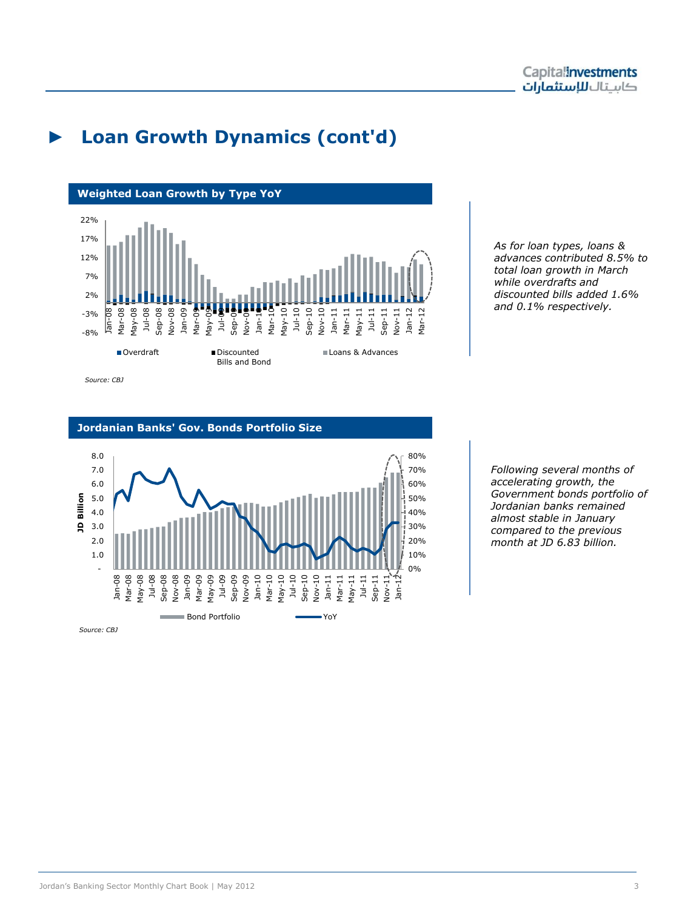## ► Loan Growth Dynamics (cont'd)

**Weighted Loan Growth by Type YoY**

Overdraft | Discounted Bills and Bond | Loans & Advances

*Source: CBJ*

*As for loan types, loans & advances contributed 8.5% to total loan growth in March while overdrafts and discounted bills added 1.6% and 0.1% respectively.*

**Jordanian Banks' Gov. Bonds Portfolio Size**

Bond Portfolio | YoY

*Source: CBJ*

*Following several months of accelerating growth, the Government bonds portfolio of Jordanian banks remained almost stable in January compared to the previous month at JD 6.83 billion.*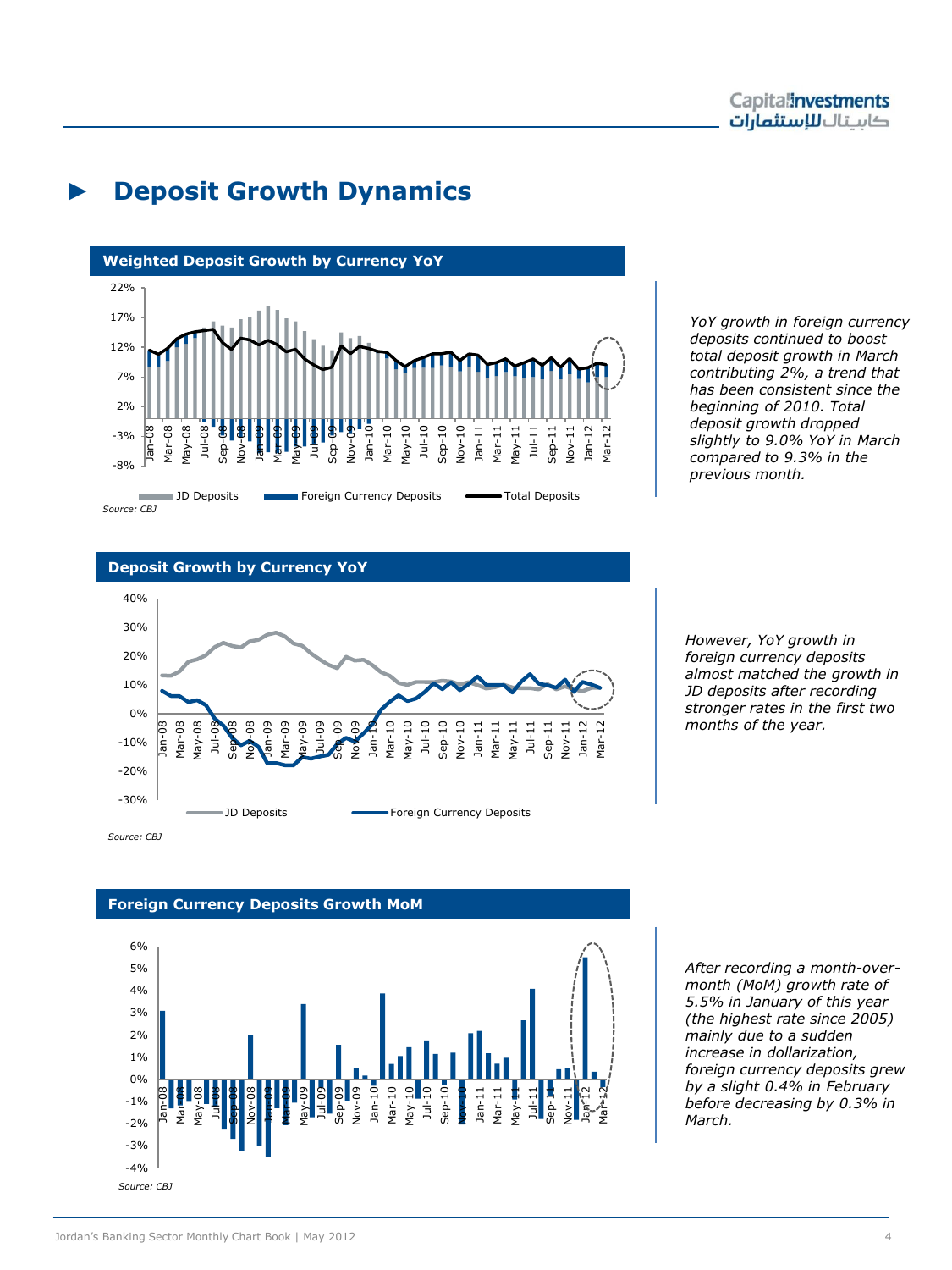## ► Deposit Growth Dynamics

**Weighted Deposit Growth by Currency YoY**

JD Deposits | Foreign Currency Deposits | Total Deposits

*Source: CBJ*

*YoY growth in foreign currency deposits continued to boost total deposit growth in March contributing 2%, a trend that has been consistent since the beginning of 2010. Total deposit growth dropped slightly to 9.0% YoY in March compared to 9.3% in the previous month.*

**Deposit Growth by Currency YoY**

JD Deposits | Foreign Currency Deposits

*Source: CBJ*

*However, YoY growth in foreign currency deposits almost matched the growth in JD deposits after recording stronger rates in the first two months of the year.*

**Foreign Currency Deposits Growth MoM**

*Source: CBJ*

*After recording a month-over-month (MoM) growth rate of 5.5% in January of this year (the highest rate since 2005) mainly due to a sudden increase in dollarization, foreign currency deposits grew by a slight 0.4% in February before decreasing by 0.3% in March.*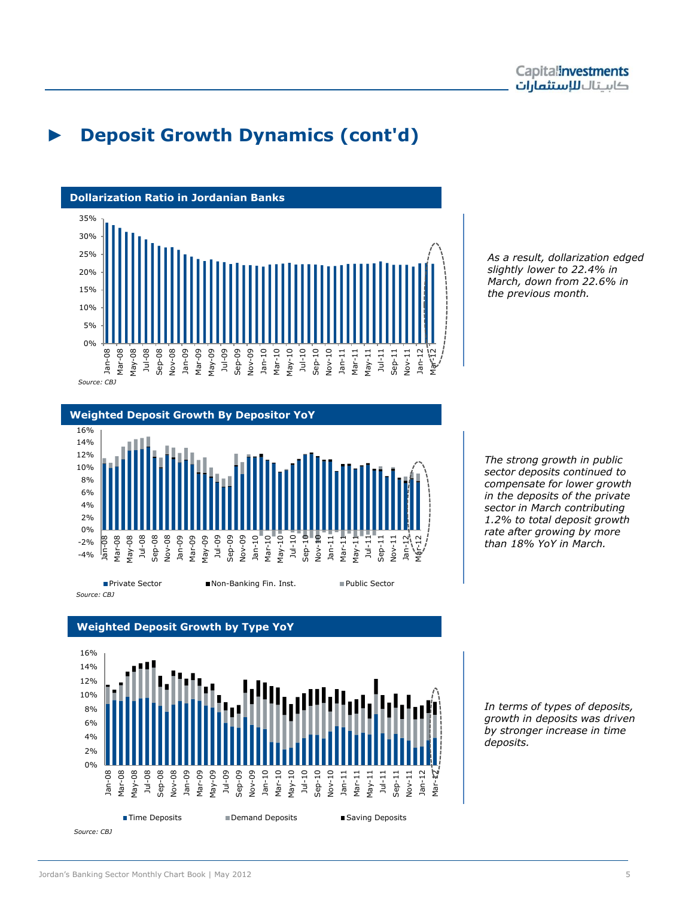# ► Deposit Growth Dynamics (cont'd)

**Dollarization Ratio in Jordanian Banks**

Source: CBJ

*As a result, dollarization edged slightly lower to 22.4% in March, down from 22.6% in the previous month.*

**Weighted Deposit Growth By Depositor YoY**

Private Sector | Non-Banking Fin. Inst. | Public Sector

Source: CBJ

*The strong growth in public sector deposits continued to compensate for lower growth in the deposits of the private sector in March contributing 1.2% to total deposit growth rate after growing by more than 18% YoY in March.*

**Weighted Deposit Growth by Type YoY**

Time Deposits | Demand Deposits | Saving Deposits

Source: CBJ

*In terms of types of deposits, growth in deposits was driven by stronger increase in time deposits.*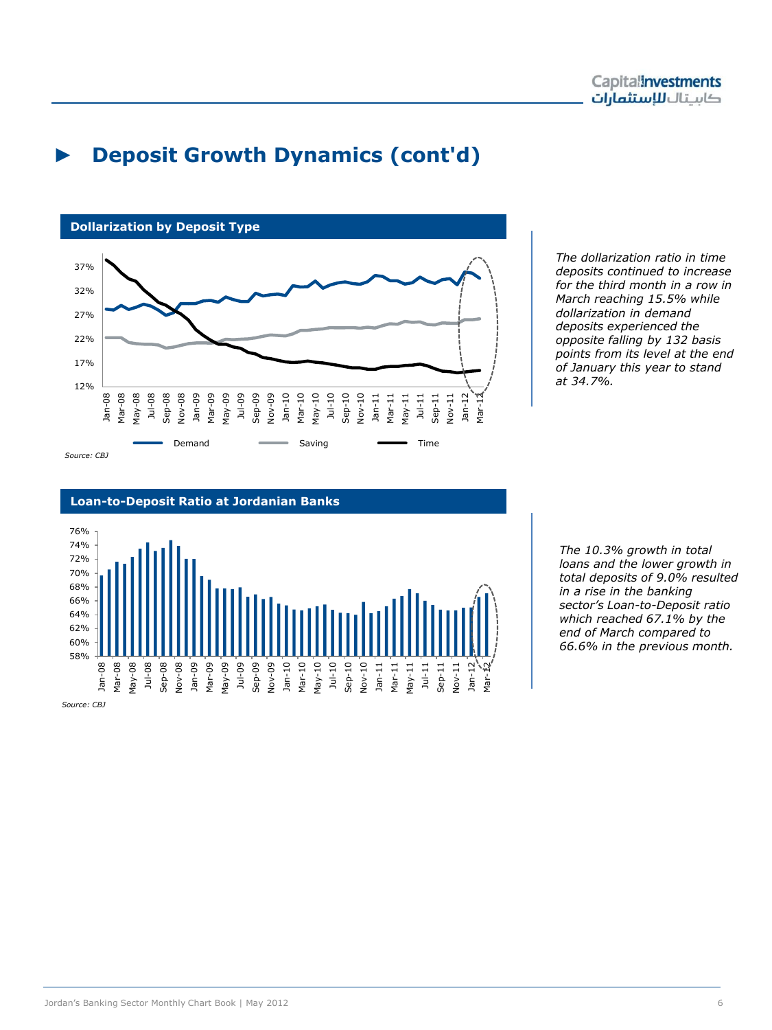# ► Deposit Growth Dynamics (cont'd)

**Dollarization by Deposit Type**

Demand | Saving | Time

*Source: CBJ*

*The dollarization ratio in time deposits continued to increase for the third month in a row in March reaching 15.5% while dollarization in demand deposits experienced the opposite falling by 132 basis points from its level at the end of January this year to stand at 34.7%.*

**Loan-to-Deposit Ratio at Jordanian Banks**

*Source: CBJ*

*The 10.3% growth in total loans and the lower growth in total deposits of 9.0% resulted in a rise in the banking sector's Loan-to-Deposit ratio which reached 67.1% by the end of March compared to 66.6% in the previous month.*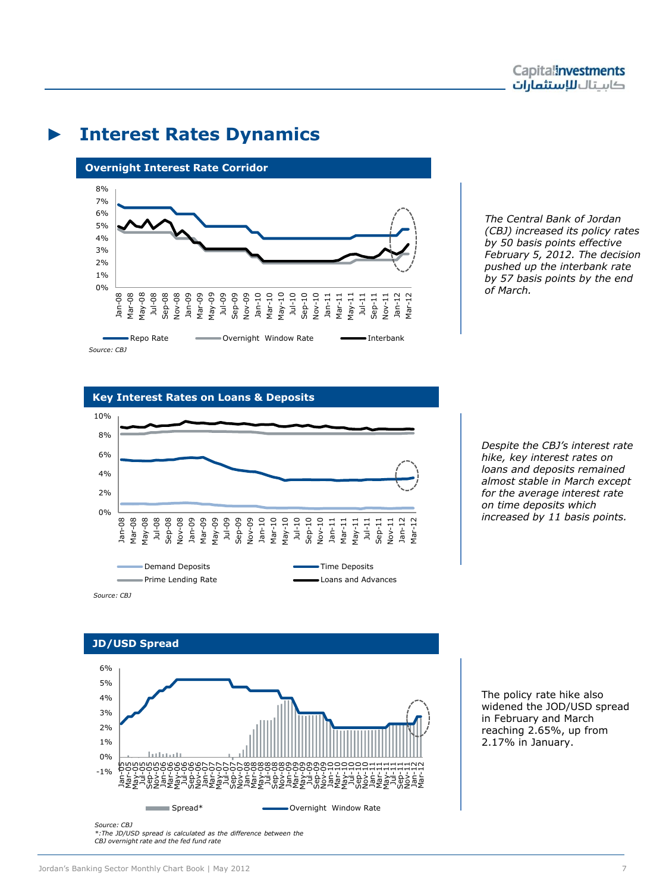## Interest Rates Dynamics

**Overnight Interest Rate Corridor**

Repo Rate — Overnight Window Rate — Interbank

Source: CBJ

*The Central Bank of Jordan (CBJ) increased its policy rates by 50 basis points effective February 5, 2012. The decision pushed up the interbank rate by 57 basis points by the end of March.*

**Key Interest Rates on Loans & Deposits**

Demand Deposits — Time Deposits — Prime Lending Rate — Loans and Advances

Source: CBJ

*Despite the CBJ's interest rate hike, key interest rates on loans and deposits remained almost stable in March except for the average interest rate on time deposits which increased by 11 basis points.*

**JD/USD Spread**

Spread* — Overnight Window Rate

Source: CBJ

*: The JD/USD spread is calculated as the difference between the CBJ overnight rate and the fed fund rate

The policy rate hike also widened the JOD/USD spread in February and March reaching 2.65%, up from 2.17% in January.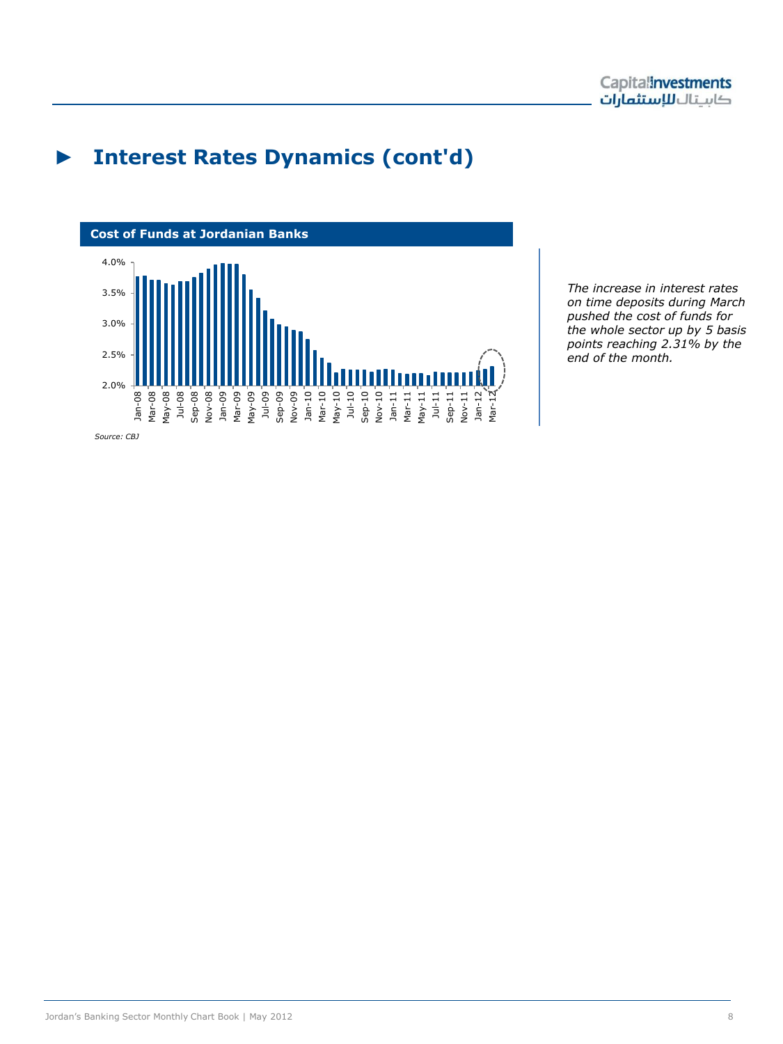# ► Interest Rates Dynamics (cont'd)

**Cost of Funds at Jordanian Banks**

Source: CBJ

*The increase in interest rates on time deposits during March pushed the cost of funds for the whole sector up by 5 basis points reaching 2.31% by the end of the month.*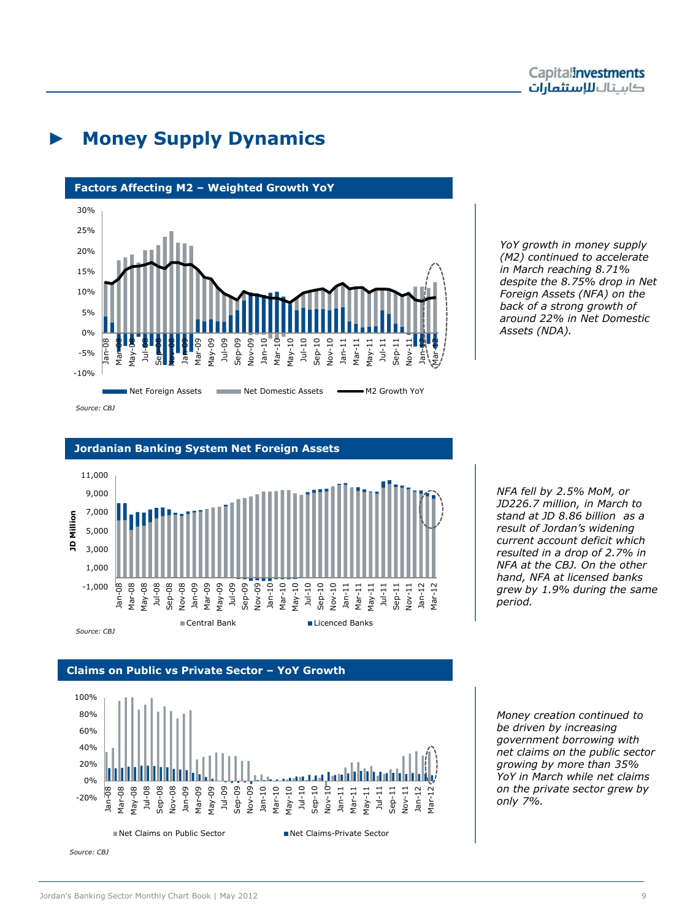# Money Supply Dynamics

## Factors Affecting M2 – Weighted Growth YoY

Source: CBJ

*YoY growth in money supply (M2) continued to accelerate in March reaching 8.71% despite the 8.75% drop in Net Foreign Assets (NFA) on the back of a strong growth of around 22% in Net Domestic Assets (NDA).*

## Jordanian Banking System Net Foreign Assets

Source: CBJ

*NFA fell by 2.5% MoM, or JD226.7 million, in March to stand at JD 8.86 billion as a result of Jordan's widening current account deficit which resulted in a drop of 2.7% in NFA at the CBJ. On the other hand, NFA at licensed banks grew by 1.9% during the same period.*

## Claims on Public vs Private Sector – YoY Growth

Source: CBJ

*Money creation continued to be driven by increasing government borrowing with net claims on the public sector growing by more than 35% YoY in March while net claims on the private sector grew by only 7%.*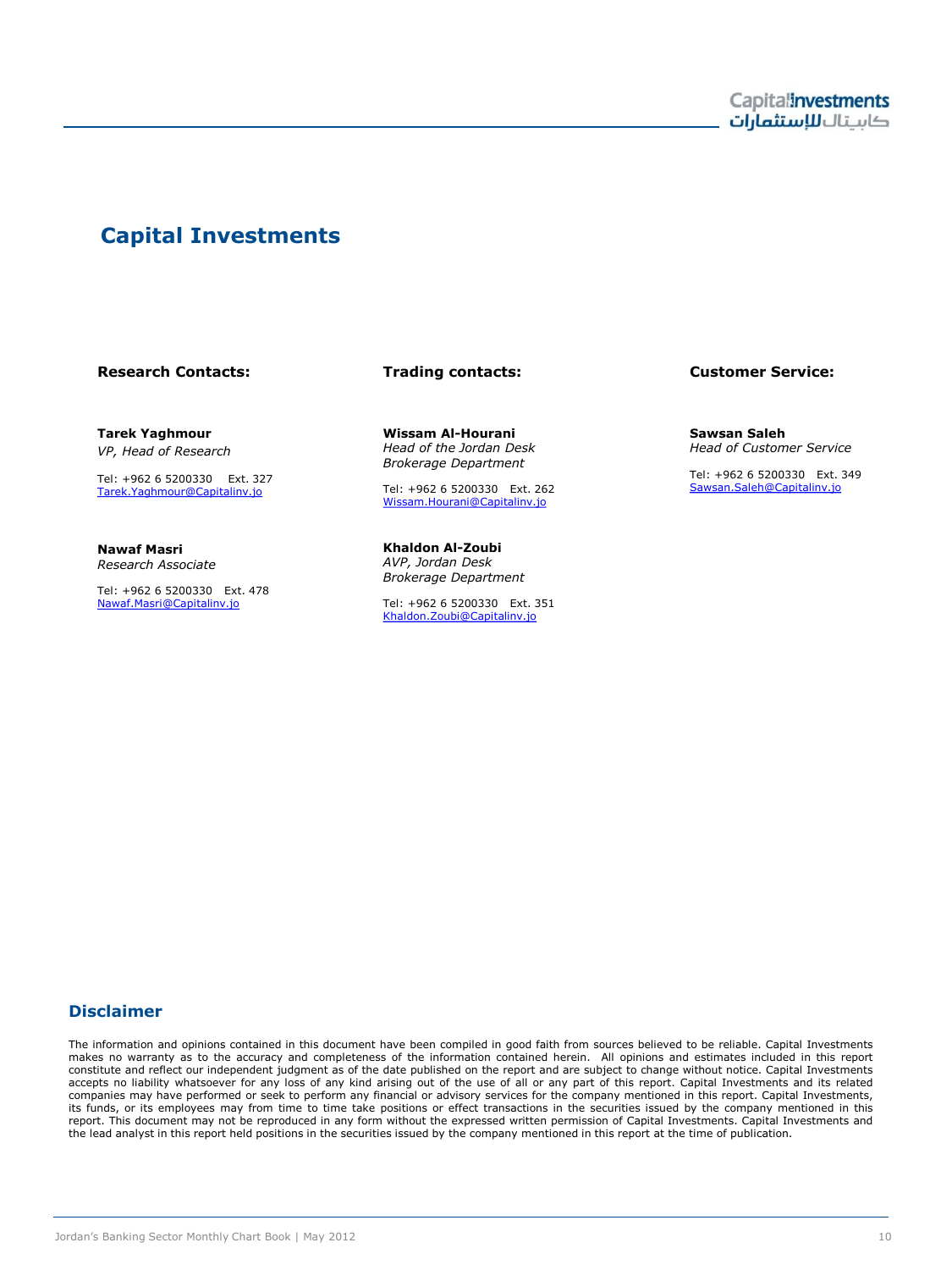## Capital Investments

### Research Contacts:

**Tarek Yaghmour**
*VP, Head of Research*

Tel: +962 6 5200330 Ext. 327
Tarek.Yaghmour@Capitalinv.jo

**Nawaf Masri**
*Research Associate*

Tel: +962 6 5200330 Ext. 478
Nawaf.Masri@Capitalinv.jo

### Trading contacts:

**Wissam Al-Hourani**
*Head of the Jordan Desk*
*Brokerage Department*

Tel: +962 6 5200330 Ext. 262
Wissam.Hourani@Capitalinv.jo

**Khaldon Al-Zoubi**
*AVP, Jordan Desk*
*Brokerage Department*

Tel: +962 6 5200330 Ext. 351
Khaldon.Zoubi@Capitalinv.jo

### Customer Service:

**Sawsan Saleh**
*Head of Customer Service*

Tel: +962 6 5200330 Ext. 349
Sawsan.Saleh@Capitalinv.jo

## Disclaimer

The information and opinions contained in this document have been compiled in good faith from sources believed to be reliable. Capital Investments makes no warranty as to the accuracy and completeness of the information contained herein. All opinions and estimates included in this report constitute and reflect our independent judgment as of the date published on the report and are subject to change without notice. Capital Investments accepts no liability whatsoever for any loss of any kind arising out of the use of all or any part of this report. Capital Investments and its related companies may have performed or seek to perform any financial or advisory services for the company mentioned in this report. Capital Investments, its funds, or its employees may from time to time take positions or effect transactions in the securities issued by the company mentioned in this report. This document may not be reproduced in any form without the expressed written permission of Capital Investments. Capital Investments and the lead analyst in this report held positions in the securities issued by the company mentioned in this report at the time of publication.